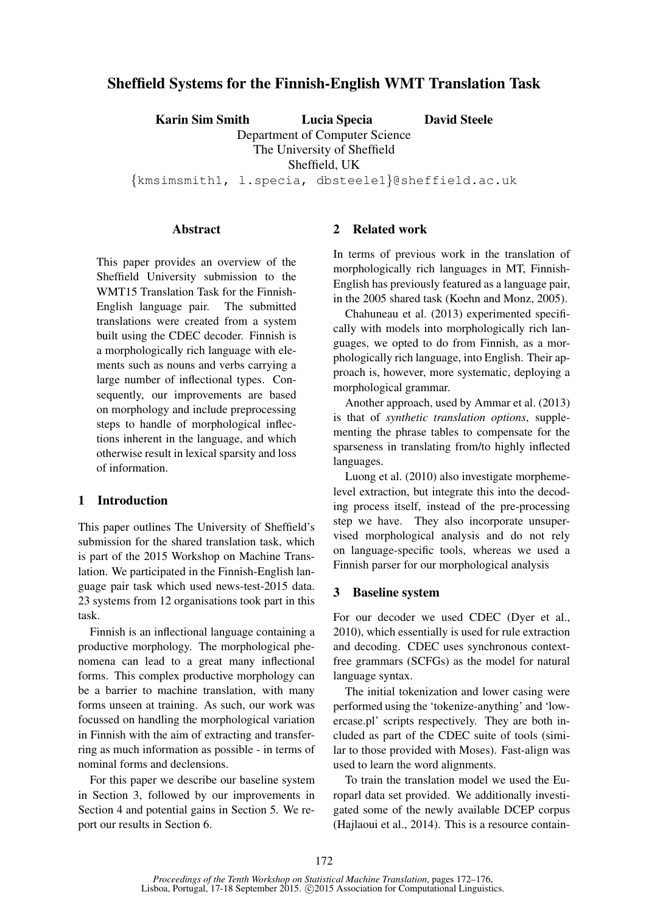# Sheffield Systems for the Finnish-English WMT Translation Task

**Karin Sim Smith** **Lucia Specia** **David Steele**

Department of Computer Science
The University of Sheffield
Sheffield, UK

{kmsimsmith1, l.specia, dbsteele1}@sheffield.ac.uk

## Abstract

This paper provides an overview of the Sheffield University submission to the WMT15 Translation Task for the Finnish-English language pair. The submitted translations were created from a system built using the CDEC decoder. Finnish is a morphologically rich language with elements such as nouns and verbs carrying a large number of inflectional types. Consequently, our improvements are based on morphology and include preprocessing steps to handle of morphological inflections inherent in the language, and which otherwise result in lexical sparsity and loss of information.

## 1 Introduction

This paper outlines The University of Sheffield's submission for the shared translation task, which is part of the 2015 Workshop on Machine Translation. We participated in the Finnish-English language pair task which used news-test-2015 data. 23 systems from 12 organisations took part in this task.

Finnish is an inflectional language containing a productive morphology. The morphological phenomena can lead to a great many inflectional forms. This complex productive morphology can be a barrier to machine translation, with many forms unseen at training. As such, our work was focussed on handling the morphological variation in Finnish with the aim of extracting and transferring as much information as possible - in terms of nominal forms and declensions.

For this paper we describe our baseline system in Section 3, followed by our improvements in Section 4 and potential gains in Section 5. We report our results in Section 6.

## 2 Related work

In terms of previous work in the translation of morphologically rich languages in MT, Finnish-English has previously featured as a language pair, in the 2005 shared task (Koehn and Monz, 2005).

Chahuneau et al. (2013) experimented specifically with models into morphologically rich languages, we opted to do from Finnish, as a morphologically rich language, into English. Their approach is, however, more systematic, deploying a morphological grammar.

Another approach, used by Ammar et al. (2013) is that of *synthetic translation options*, supplementing the phrase tables to compensate for the sparseness in translating from/to highly inflected languages.

Luong et al. (2010) also investigate morpheme-level extraction, but integrate this into the decoding process itself, instead of the pre-processing step we have. They also incorporate unsupervised morphological analysis and do not rely on language-specific tools, whereas we used a Finnish parser for our morphological analysis

## 3 Baseline system

For our decoder we used CDEC (Dyer et al., 2010), which essentially is used for rule extraction and decoding. CDEC uses synchronous context-free grammars (SCFGs) as the model for natural language syntax.

The initial tokenization and lower casing were performed using the 'tokenize-anything' and 'lowercase.pl' scripts respectively. They are both included as part of the CDEC suite of tools (similar to those provided with Moses). Fast-align was used to learn the word alignments.

To train the translation model we used the Europarl data set provided. We additionally investigated some of the newly available DCEP corpus (Hajlaoui et al., 2014). This is a resource contain-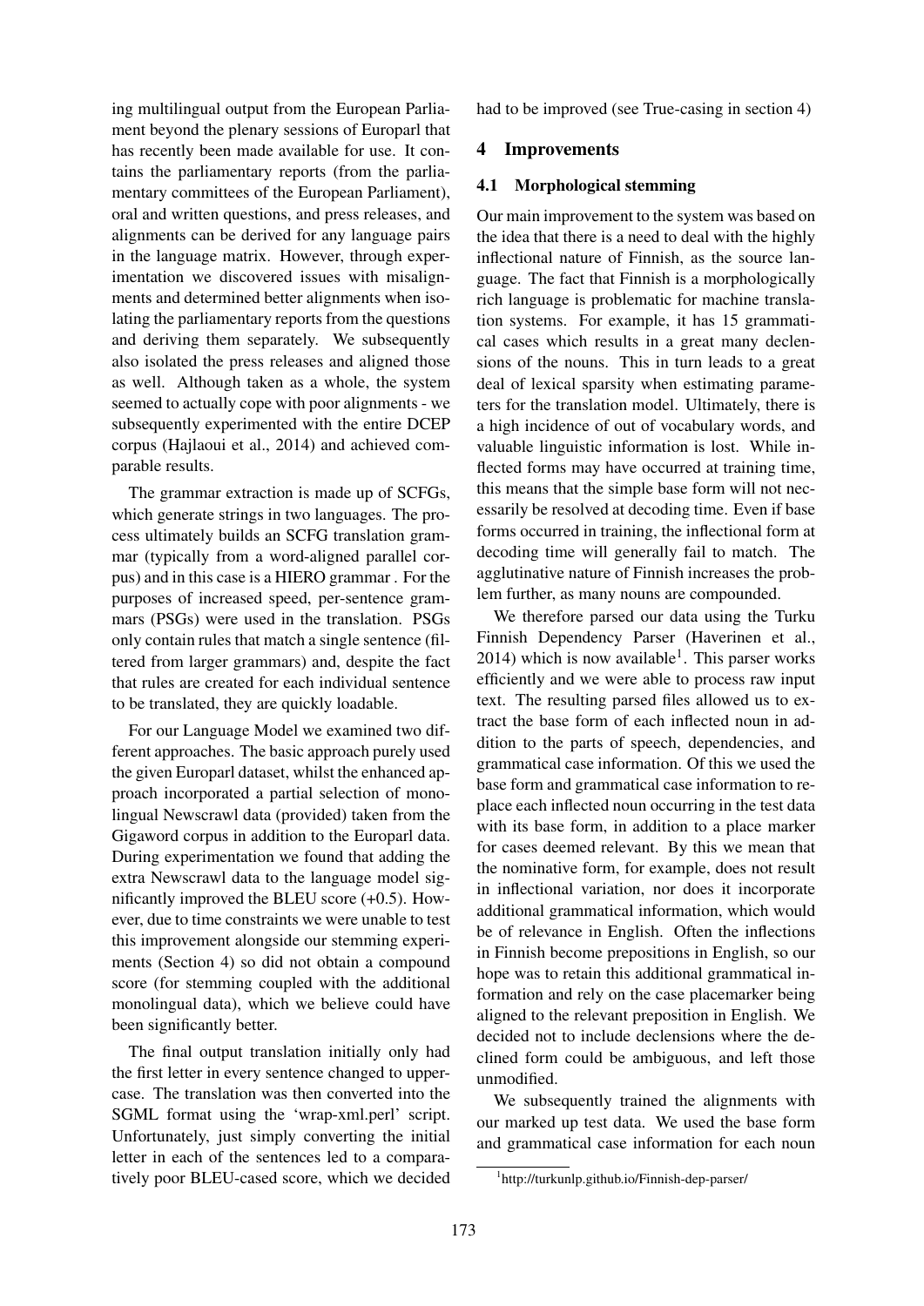ing multilingual output from the European Parliament beyond the plenary sessions of Europarl that has recently been made available for use. It contains the parliamentary reports (from the parliamentary committees of the European Parliament), oral and written questions, and press releases, and alignments can be derived for any language pairs in the language matrix. However, through experimentation we discovered issues with misalignments and determined better alignments when isolating the parliamentary reports from the questions and deriving them separately. We subsequently also isolated the press releases and aligned those as well. Although taken as a whole, the system seemed to actually cope with poor alignments - we subsequently experimented with the entire DCEP corpus (Hajlaoui et al., 2014) and achieved comparable results.

The grammar extraction is made up of SCFGs, which generate strings in two languages. The process ultimately builds an SCFG translation grammar (typically from a word-aligned parallel corpus) and in this case is a HIERO grammar . For the purposes of increased speed, per-sentence grammars (PSGs) were used in the translation. PSGs only contain rules that match a single sentence (filtered from larger grammars) and, despite the fact that rules are created for each individual sentence to be translated, they are quickly loadable.

For our Language Model we examined two different approaches. The basic approach purely used the given Europarl dataset, whilst the enhanced approach incorporated a partial selection of monolingual Newscrawl data (provided) taken from the Gigaword corpus in addition to the Europarl data. During experimentation we found that adding the extra Newscrawl data to the language model significantly improved the BLEU score (+0.5). However, due to time constraints we were unable to test this improvement alongside our stemming experiments (Section 4) so did not obtain a compound score (for stemming coupled with the additional monolingual data), which we believe could have been significantly better.

The final output translation initially only had the first letter in every sentence changed to uppercase. The translation was then converted into the SGML format using the 'wrap-xml.perl' script. Unfortunately, just simply converting the initial letter in each of the sentences led to a comparatively poor BLEU-cased score, which we decided had to be improved (see True-casing in section 4)

## 4 Improvements

### 4.1 Morphological stemming

Our main improvement to the system was based on the idea that there is a need to deal with the highly inflectional nature of Finnish, as the source language. The fact that Finnish is a morphologically rich language is problematic for machine translation systems. For example, it has 15 grammatical cases which results in a great many declensions of the nouns. This in turn leads to a great deal of lexical sparsity when estimating parameters for the translation model. Ultimately, there is a high incidence of out of vocabulary words, and valuable linguistic information is lost. While inflected forms may have occurred at training time, this means that the simple base form will not necessarily be resolved at decoding time. Even if base forms occurred in training, the inflectional form at decoding time will generally fail to match. The agglutinative nature of Finnish increases the problem further, as many nouns are compounded.

We therefore parsed our data using the Turku Finnish Dependency Parser (Haverinen et al., 2014) which is now available[1]. This parser works efficiently and we were able to process raw input text. The resulting parsed files allowed us to extract the base form of each inflected noun in addition to the parts of speech, dependencies, and grammatical case information. Of this we used the base form and grammatical case information to replace each inflected noun occurring in the test data with its base form, in addition to a place marker for cases deemed relevant. By this we mean that the nominative form, for example, does not result in inflectional variation, nor does it incorporate additional grammatical information, which would be of relevance in English. Often the inflections in Finnish become prepositions in English, so our hope was to retain this additional grammatical information and rely on the case placemarker being aligned to the relevant preposition in English. We decided not to include declensions where the declined form could be ambiguous, and left those unmodified.

We subsequently trained the alignments with our marked up test data. We used the base form and grammatical case information for each noun

[1] http://turkunlp.github.io/Finnish-dep-parser/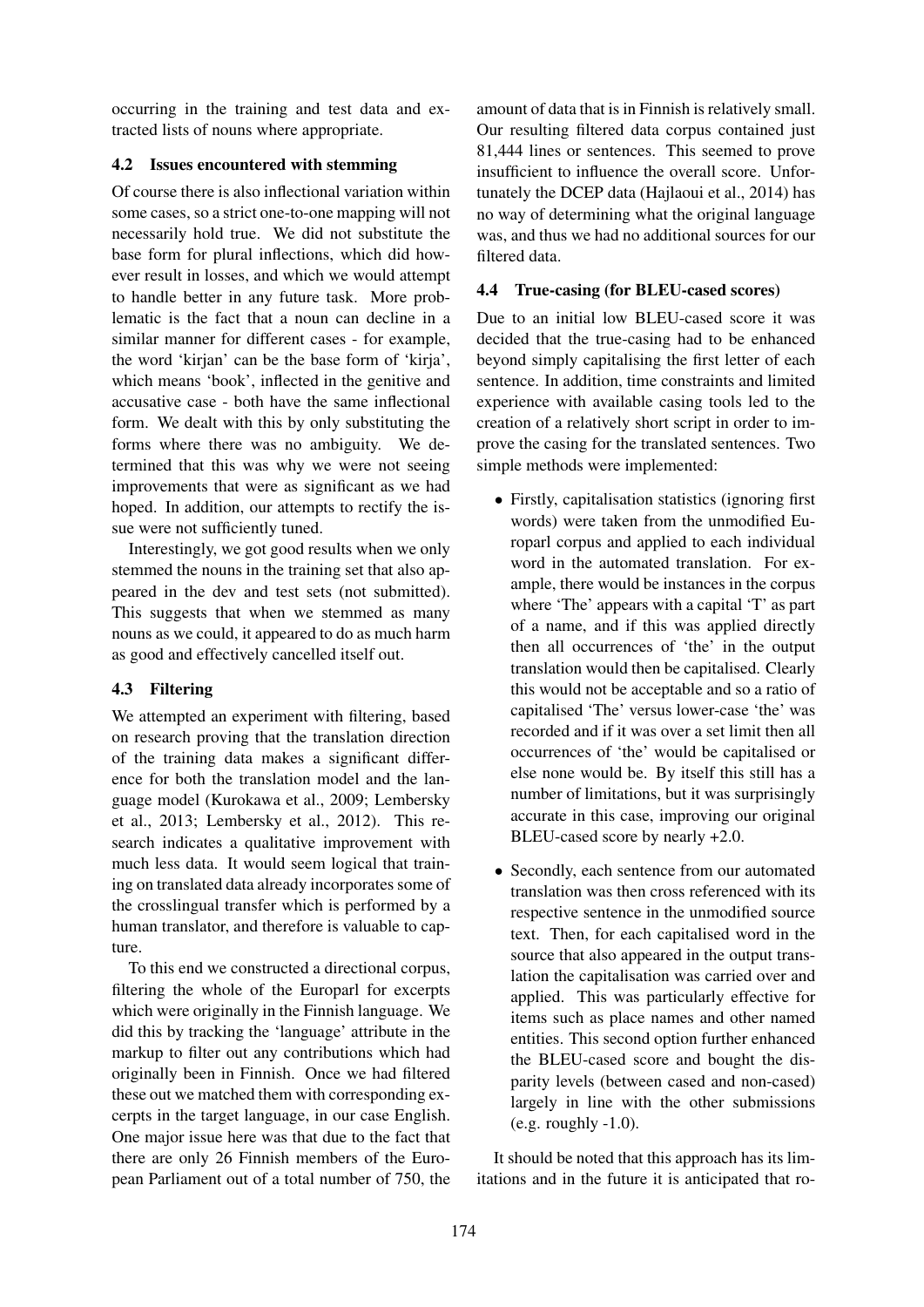occurring in the training and test data and extracted lists of nouns where appropriate.

### 4.2 Issues encountered with stemming

Of course there is also inflectional variation within some cases, so a strict one-to-one mapping will not necessarily hold true. We did not substitute the base form for plural inflections, which did however result in losses, and which we would attempt to handle better in any future task. More problematic is the fact that a noun can decline in a similar manner for different cases - for example, the word 'kirjan' can be the base form of 'kirja', which means 'book', inflected in the genitive and accusative case - both have the same inflectional form. We dealt with this by only substituting the forms where there was no ambiguity. We determined that this was why we were not seeing improvements that were as significant as we had hoped. In addition, our attempts to rectify the issue were not sufficiently tuned.

Interestingly, we got good results when we only stemmed the nouns in the training set that also appeared in the dev and test sets (not submitted). This suggests that when we stemmed as many nouns as we could, it appeared to do as much harm as good and effectively cancelled itself out.

### 4.3 Filtering

We attempted an experiment with filtering, based on research proving that the translation direction of the training data makes a significant difference for both the translation model and the language model (Kurokawa et al., 2009; Lembersky et al., 2013; Lembersky et al., 2012). This research indicates a qualitative improvement with much less data. It would seem logical that training on translated data already incorporates some of the crosslingual transfer which is performed by a human translator, and therefore is valuable to capture.

To this end we constructed a directional corpus, filtering the whole of the Europarl for excerpts which were originally in the Finnish language. We did this by tracking the 'language' attribute in the markup to filter out any contributions which had originally been in Finnish. Once we had filtered these out we matched them with corresponding excerpts in the target language, in our case English. One major issue here was that due to the fact that there are only 26 Finnish members of the European Parliament out of a total number of 750, the amount of data that is in Finnish is relatively small. Our resulting filtered data corpus contained just 81,444 lines or sentences. This seemed to prove insufficient to influence the overall score. Unfortunately the DCEP data (Hajlaoui et al., 2014) has no way of determining what the original language was, and thus we had no additional sources for our filtered data.

### 4.4 True-casing (for BLEU-cased scores)

Due to an initial low BLEU-cased score it was decided that the true-casing had to be enhanced beyond simply capitalising the first letter of each sentence. In addition, time constraints and limited experience with available casing tools led to the creation of a relatively short script in order to improve the casing for the translated sentences. Two simple methods were implemented:

- Firstly, capitalisation statistics (ignoring first words) were taken from the unmodified Europarl corpus and applied to each individual word in the automated translation. For example, there would be instances in the corpus where 'The' appears with a capital 'T' as part of a name, and if this was applied directly then all occurrences of 'the' in the output translation would then be capitalised. Clearly this would not be acceptable and so a ratio of capitalised 'The' versus lower-case 'the' was recorded and if it was over a set limit then all occurrences of 'the' would be capitalised or else none would be. By itself this still has a number of limitations, but it was surprisingly accurate in this case, improving our original BLEU-cased score by nearly +2.0.
- Secondly, each sentence from our automated translation was then cross referenced with its respective sentence in the unmodified source text. Then, for each capitalised word in the source that also appeared in the output translation the capitalisation was carried over and applied. This was particularly effective for items such as place names and other named entities. This second option further enhanced the BLEU-cased score and bought the disparity levels (between cased and non-cased) largely in line with the other submissions (e.g. roughly -1.0).

It should be noted that this approach has its limitations and in the future it is anticipated that ro-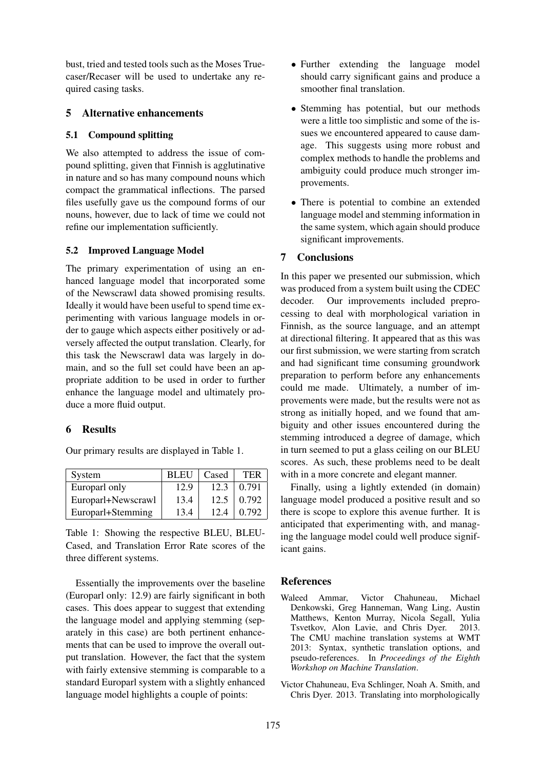bust, tried and tested tools such as the Moses Truecaser/Recaser will be used to undertake any required casing tasks.

## 5 Alternative enhancements

### 5.1 Compound splitting

We also attempted to address the issue of compound splitting, given that Finnish is agglutinative in nature and so has many compound nouns which compact the grammatical inflections. The parsed files usefully gave us the compound forms of our nouns, however, due to lack of time we could not refine our implementation sufficiently.

### 5.2 Improved Language Model

The primary experimentation of using an enhanced language model that incorporated some of the Newscrawl data showed promising results. Ideally it would have been useful to spend time experimenting with various language models in order to gauge which aspects either positively or adversely affected the output translation. Clearly, for this task the Newscrawl data was largely in domain, and so the full set could have been an appropriate addition to be used in order to further enhance the language model and ultimately produce a more fluid output.

## 6 Results

Our primary results are displayed in Table 1.

| System | BLEU | Cased | TER |
|---|---|---|---|
| Europarl only | 12.9 | 12.3 | 0.791 |
| Europarl+Newscrawl | 13.4 | 12.5 | 0.792 |
| Europarl+Stemming | 13.4 | 12.4 | 0.792 |

Table 1: Showing the respective BLEU, BLEU-Cased, and Translation Error Rate scores of the three different systems.

Essentially the improvements over the baseline (Europarl only: 12.9) are fairly significant in both cases. This does appear to suggest that extending the language model and applying stemming (separately in this case) are both pertinent enhancements that can be used to improve the overall output translation. However, the fact that the system with fairly extensive stemming is comparable to a standard Europarl system with a slightly enhanced language model highlights a couple of points:

- Further extending the language model should carry significant gains and produce a smoother final translation.
- Stemming has potential, but our methods were a little too simplistic and some of the issues we encountered appeared to cause damage. This suggests using more robust and complex methods to handle the problems and ambiguity could produce much stronger improvements.
- There is potential to combine an extended language model and stemming information in the same system, which again should produce significant improvements.

## 7 Conclusions

In this paper we presented our submission, which was produced from a system built using the CDEC decoder. Our improvements included preprocessing to deal with morphological variation in Finnish, as the source language, and an attempt at directional filtering. It appeared that as this was our first submission, we were starting from scratch and had significant time consuming groundwork preparation to perform before any enhancements could me made. Ultimately, a number of improvements were made, but the results were not as strong as initially hoped, and we found that ambiguity and other issues encountered during the stemming introduced a degree of damage, which in turn seemed to put a glass ceiling on our BLEU scores. As such, these problems need to be dealt with in a more concrete and elegant manner.

Finally, using a lightly extended (in domain) language model produced a positive result and so there is scope to explore this avenue further. It is anticipated that experimenting with, and managing the language model could well produce significant gains.

## References

Waleed Ammar, Victor Chahuneau, Michael Denkowski, Greg Hanneman, Wang Ling, Austin Matthews, Kenton Murray, Nicola Segall, Yulia Tsvetkov, Alon Lavie, and Chris Dyer. 2013. The CMU machine translation systems at WMT 2013: Syntax, synthetic translation options, and pseudo-references. In *Proceedings of the Eighth Workshop on Machine Translation*.

Victor Chahuneau, Eva Schlinger, Noah A. Smith, and Chris Dyer. 2013. Translating into morphologically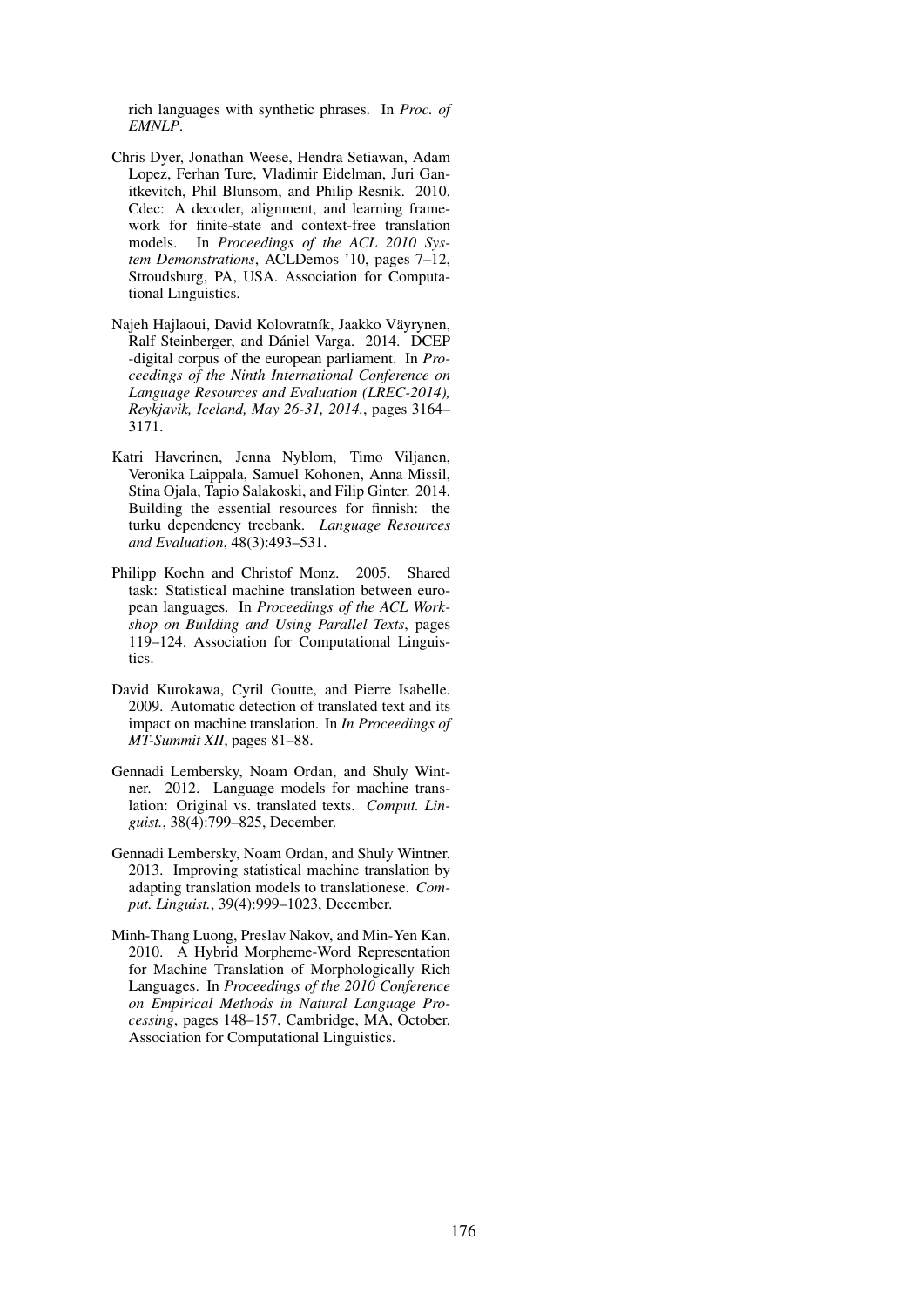rich languages with synthetic phrases. In *Proc. of EMNLP*.

Chris Dyer, Jonathan Weese, Hendra Setiawan, Adam Lopez, Ferhan Ture, Vladimir Eidelman, Juri Ganitkevitch, Phil Blunsom, and Philip Resnik. 2010. Cdec: A decoder, alignment, and learning framework for finite-state and context-free translation models. In *Proceedings of the ACL 2010 System Demonstrations*, ACLDemos '10, pages 7–12, Stroudsburg, PA, USA. Association for Computational Linguistics.

Najeh Hajlaoui, David Kolovratník, Jaakko Väyrynen, Ralf Steinberger, and Dániel Varga. 2014. DCEP -digital corpus of the european parliament. In *Proceedings of the Ninth International Conference on Language Resources and Evaluation (LREC-2014), Reykjavik, Iceland, May 26-31, 2014.*, pages 3164–3171.

Katri Haverinen, Jenna Nyblom, Timo Viljanen, Veronika Laippala, Samuel Kohonen, Anna Missil, Stina Ojala, Tapio Salakoski, and Filip Ginter. 2014. Building the essential resources for finnish: the turku dependency treebank. *Language Resources and Evaluation*, 48(3):493–531.

Philipp Koehn and Christof Monz. 2005. Shared task: Statistical machine translation between european languages. In *Proceedings of the ACL Workshop on Building and Using Parallel Texts*, pages 119–124. Association for Computational Linguistics.

David Kurokawa, Cyril Goutte, and Pierre Isabelle. 2009. Automatic detection of translated text and its impact on machine translation. In *In Proceedings of MT-Summit XII*, pages 81–88.

Gennadi Lembersky, Noam Ordan, and Shuly Wintner. 2012. Language models for machine translation: Original vs. translated texts. *Comput. Linguist.*, 38(4):799–825, December.

Gennadi Lembersky, Noam Ordan, and Shuly Wintner. 2013. Improving statistical machine translation by adapting translation models to translationese. *Comput. Linguist.*, 39(4):999–1023, December.

Minh-Thang Luong, Preslav Nakov, and Min-Yen Kan. 2010. A Hybrid Morpheme-Word Representation for Machine Translation of Morphologically Rich Languages. In *Proceedings of the 2010 Conference on Empirical Methods in Natural Language Processing*, pages 148–157, Cambridge, MA, October. Association for Computational Linguistics.